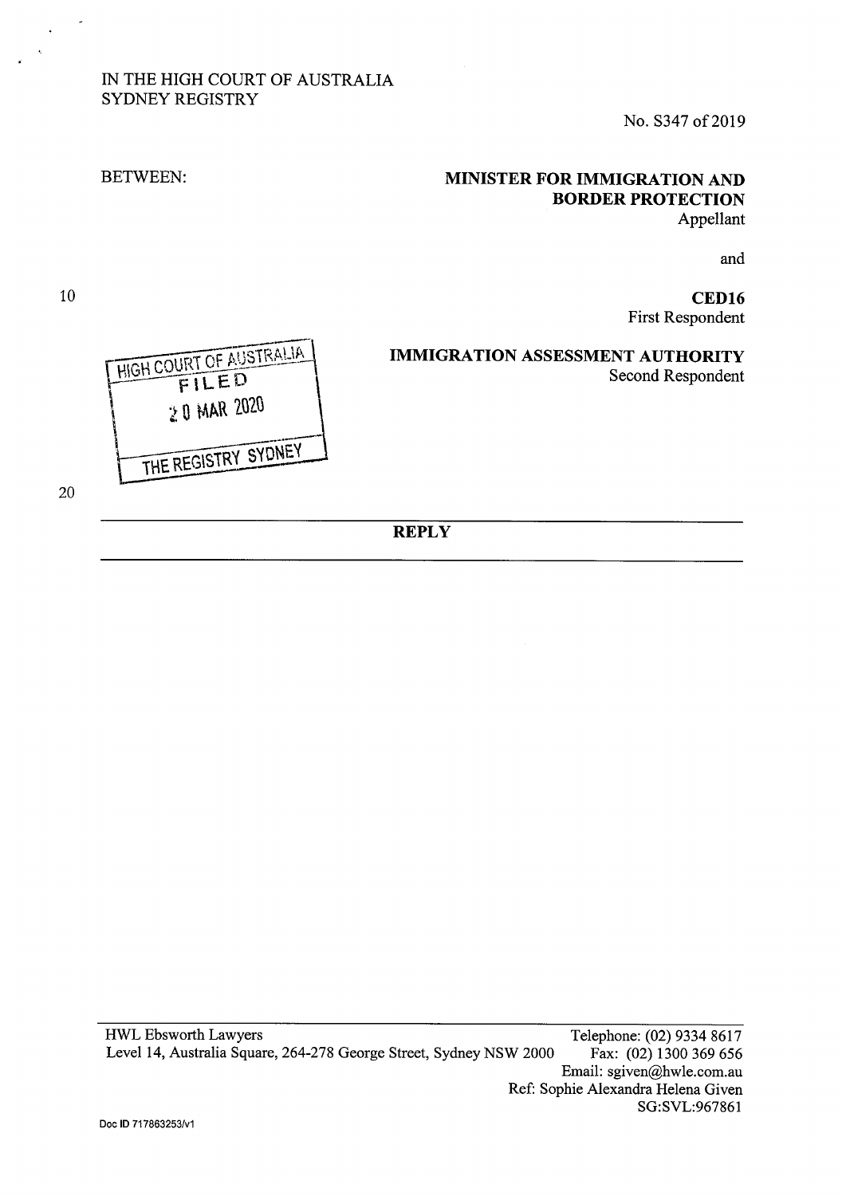IN THE HIGH COURT OF AUSTRALIA
SYDNEY REGISTRY

No. S347 of 2019

BETWEEN:

**MINISTER FOR IMMIGRATION AND BORDER PROTECTION**
Appellant

and

**CED16**
First Respondent

**IMMIGRATION ASSESSMENT AUTHORITY**
Second Respondent

HIGH COURT OF AUSTRALIA
FILED
20 MAR 2020
THE REGISTRY SYDNEY

---

**REPLY**

---

HWL Ebsworth Lawyers
Level 14, Australia Square, 264-278 George Street, Sydney NSW 2000

Telephone: (02) 9334 8617
Fax: (02) 1300 369 656
Email: sgiven@hwle.com.au
Ref: Sophie Alexandra Helena Given
SG:SVL:967861

Doc ID 717863253/v1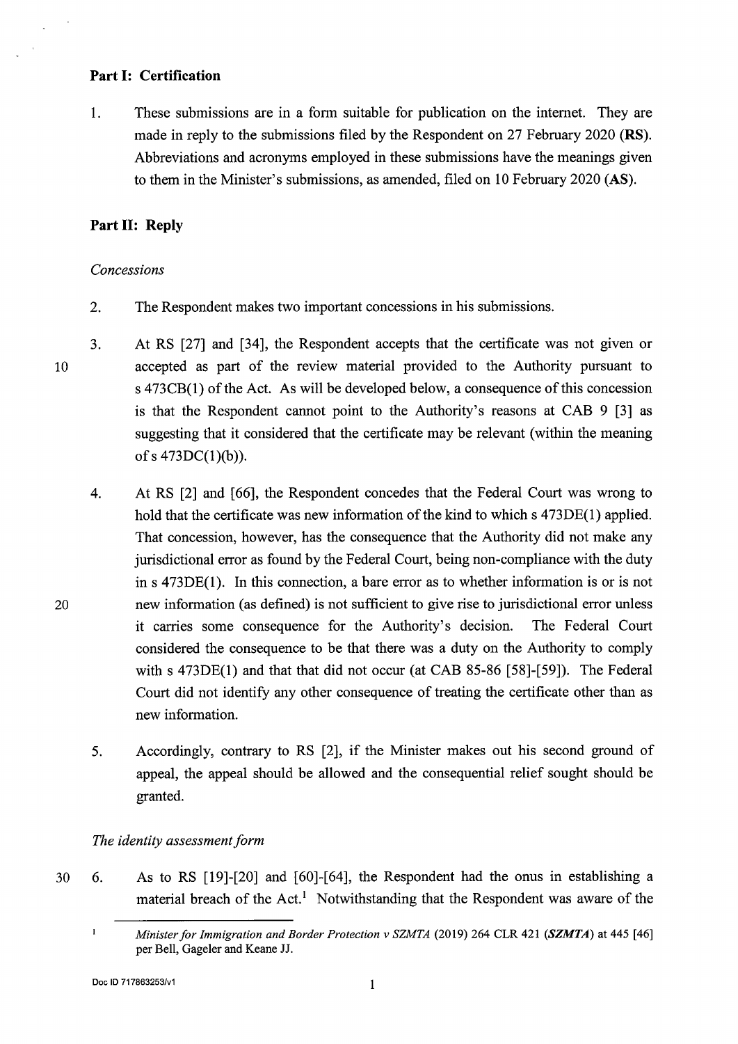## Part I: Certification

1. These submissions are in a form suitable for publication on the internet. They are made in reply to the submissions filed by the Respondent on 27 February 2020 (**RS**). Abbreviations and acronyms employed in these submissions have the meanings given to them in the Minister's submissions, as amended, filed on 10 February 2020 (**AS**).

## Part II: Reply

*Concessions*

2. The Respondent makes two important concessions in his submissions.

3. At RS [27] and [34], the Respondent accepts that the certificate was not given or accepted as part of the review material provided to the Authority pursuant to s 473CB(1) of the Act. As will be developed below, a consequence of this concession is that the Respondent cannot point to the Authority's reasons at CAB 9 [3] as suggesting that it considered that the certificate may be relevant (within the meaning of s 473DC(1)(b)).

4. At RS [2] and [66], the Respondent concedes that the Federal Court was wrong to hold that the certificate was new information of the kind to which s 473DE(1) applied. That concession, however, has the consequence that the Authority did not make any jurisdictional error as found by the Federal Court, being non-compliance with the duty in s 473DE(1). In this connection, a bare error as to whether information is or is not new information (as defined) is not sufficient to give rise to jurisdictional error unless it carries some consequence for the Authority's decision. The Federal Court considered the consequence to be that there was a duty on the Authority to comply with s 473DE(1) and that that did not occur (at CAB 85-86 [58]-[59]). The Federal Court did not identify any other consequence of treating the certificate other than as new information.

5. Accordingly, contrary to RS [2], if the Minister makes out his second ground of appeal, the appeal should be allowed and the consequential relief sought should be granted.

*The identity assessment form*

6. As to RS [19]-[20] and [60]-[64], the Respondent had the onus in establishing a material breach of the Act.[1] Notwithstanding that the Respondent was aware of the

---

[1] *Minister for Immigration and Border Protection v SZMTA* (2019) 264 CLR 421 (***SZMTA***) at 445 [46] per Bell, Gageler and Keane JJ.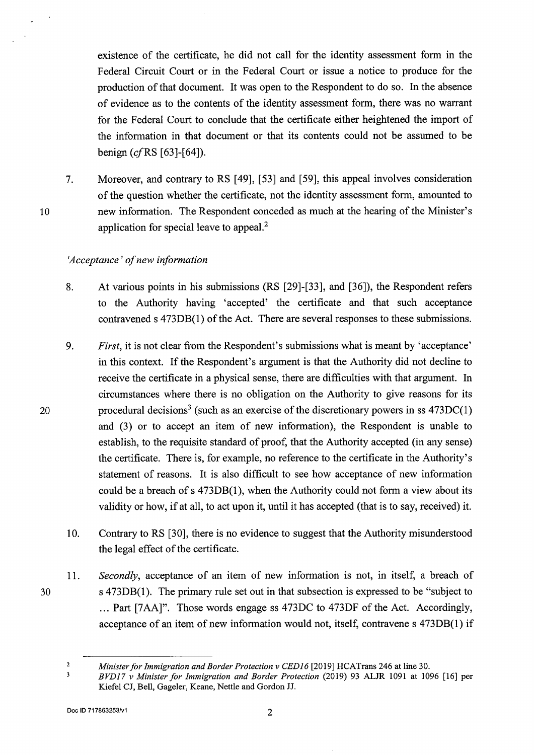existence of the certificate, he did not call for the identity assessment form in the Federal Circuit Court or in the Federal Court or issue a notice to produce for the production of that document. It was open to the Respondent to do so. In the absence of evidence as to the contents of the identity assessment form, there was no warrant for the Federal Court to conclude that the certificate either heightened the import of the information in that document or that its contents could not be assumed to be benign (*cf* RS [63]-[64]).

7. Moreover, and contrary to RS [49], [53] and [59], this appeal involves consideration of the question whether the certificate, not the identity assessment form, amounted to new information. The Respondent conceded as much at the hearing of the Minister's application for special leave to appeal.[2]

*'Acceptance' of new information*

8. At various points in his submissions (RS [29]-[33], and [36]), the Respondent refers to the Authority having 'accepted' the certificate and that such acceptance contravened s 473DB(1) of the Act. There are several responses to these submissions.

9. *First*, it is not clear from the Respondent's submissions what is meant by 'acceptance' in this context. If the Respondent's argument is that the Authority did not decline to receive the certificate in a physical sense, there are difficulties with that argument. In circumstances where there is no obligation on the Authority to give reasons for its procedural decisions[3] (such as an exercise of the discretionary powers in ss 473DC(1) and (3) or to accept an item of new information), the Respondent is unable to establish, to the requisite standard of proof, that the Authority accepted (in any sense) the certificate. There is, for example, no reference to the certificate in the Authority's statement of reasons. It is also difficult to see how acceptance of new information could be a breach of s 473DB(1), when the Authority could not form a view about its validity or how, if at all, to act upon it, until it has accepted (that is to say, received) it.

10. Contrary to RS [30], there is no evidence to suggest that the Authority misunderstood the legal effect of the certificate.

11. *Secondly*, acceptance of an item of new information is not, in itself, a breach of s 473DB(1). The primary rule set out in that subsection is expressed to be "subject to ... Part [7AA]". Those words engage ss 473DC to 473DF of the Act. Accordingly, acceptance of an item of new information would not, itself, contravene s 473DB(1) if

---

[2] *Minister for Immigration and Border Protection v CED16* [2019] HCATrans 246 at line 30.

[3] *BVD17 v Minister for Immigration and Border Protection* (2019) 93 ALJR 1091 at 1096 [16] per Kiefel CJ, Bell, Gageler, Keane, Nettle and Gordon JJ.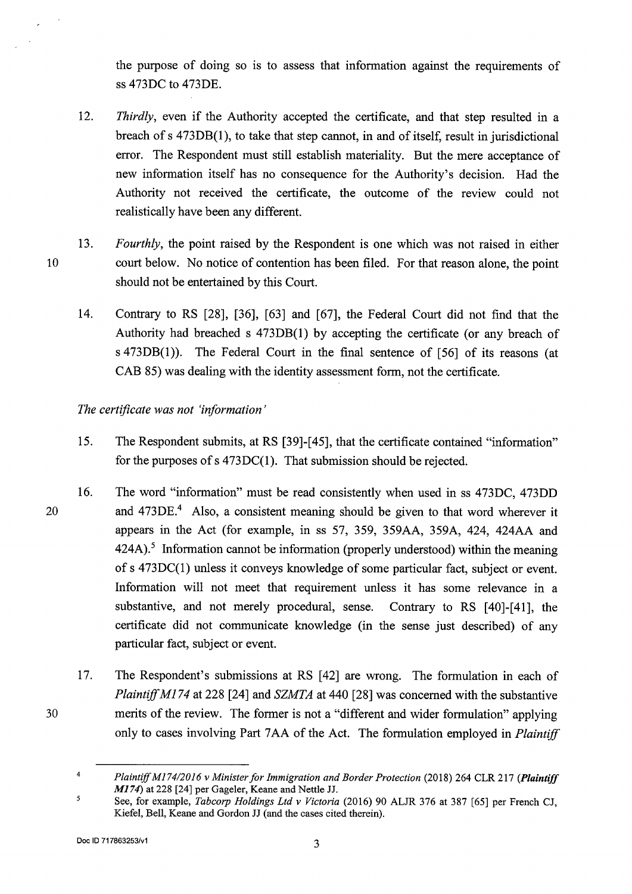the purpose of doing so is to assess that information against the requirements of ss 473DC to 473DE.

12. *Thirdly*, even if the Authority accepted the certificate, and that step resulted in a breach of s 473DB(1), to take that step cannot, in and of itself, result in jurisdictional error. The Respondent must still establish materiality. But the mere acceptance of new information itself has no consequence for the Authority's decision. Had the Authority not received the certificate, the outcome of the review could not realistically have been any different.

13. *Fourthly*, the point raised by the Respondent is one which was not raised in either court below. No notice of contention has been filed. For that reason alone, the point should not be entertained by this Court.

14. Contrary to RS [28], [36], [63] and [67], the Federal Court did not find that the Authority had breached s 473DB(1) by accepting the certificate (or any breach of s 473DB(1)). The Federal Court in the final sentence of [56] of its reasons (at CAB 85) was dealing with the identity assessment form, not the certificate.

*The certificate was not 'information'*

15. The Respondent submits, at RS [39]-[45], that the certificate contained "information" for the purposes of s 473DC(1). That submission should be rejected.

16. The word "information" must be read consistently when used in ss 473DC, 473DD and 473DE.[4] Also, a consistent meaning should be given to that word wherever it appears in the Act (for example, in ss 57, 359, 359AA, 359A, 424, 424AA and 424A).[5] Information cannot be information (properly understood) within the meaning of s 473DC(1) unless it conveys knowledge of some particular fact, subject or event. Information will not meet that requirement unless it has some relevance in a substantive, and not merely procedural, sense. Contrary to RS [40]-[41], the certificate did not communicate knowledge (in the sense just described) of any particular fact, subject or event.

17. The Respondent's submissions at RS [42] are wrong. The formulation in each of *Plaintiff M174* at 228 [24] and *SZMTA* at 440 [28] was concerned with the substantive merits of the review. The former is not a "different and wider formulation" applying only to cases involving Part 7AA of the Act. The formulation employed in *Plaintiff*

---

[4] *Plaintiff M174/2016 v Minister for Immigration and Border Protection* (2018) 264 CLR 217 (***Plaintiff M174***) at 228 [24] per Gageler, Keane and Nettle JJ.

[5] See, for example, *Tabcorp Holdings Ltd v Victoria* (2016) 90 ALJR 376 at 387 [65] per French CJ, Kiefel, Bell, Keane and Gordon JJ (and the cases cited therein).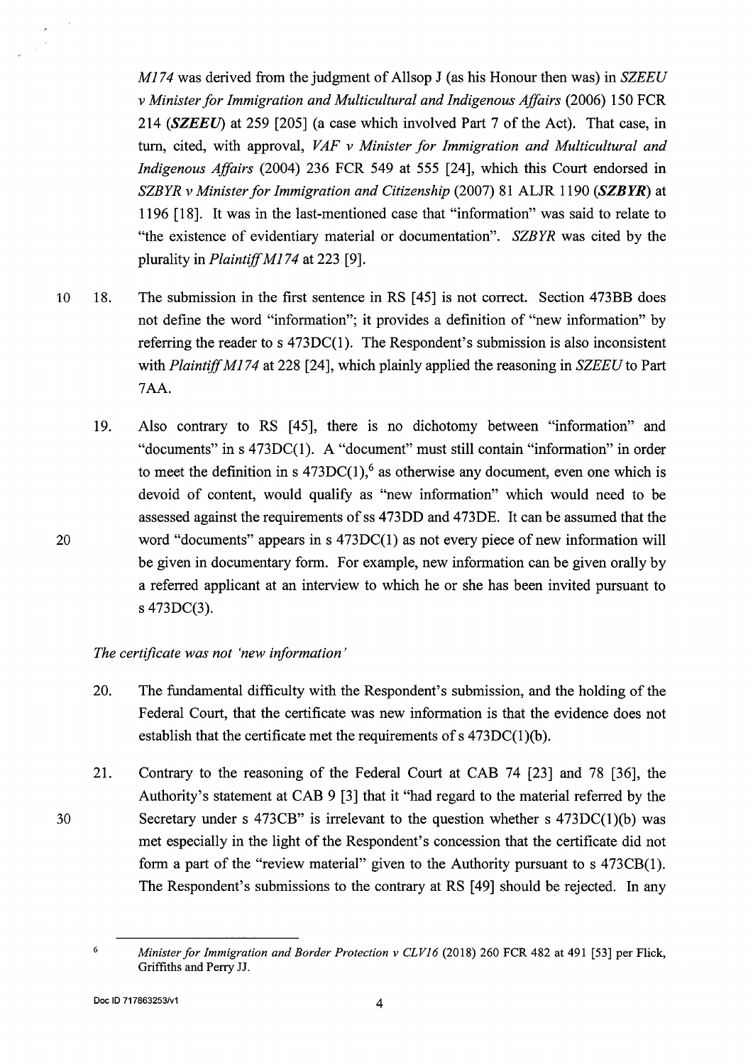*M174* was derived from the judgment of Allsop J (as his Honour then was) in *SZEEU v Minister for Immigration and Multicultural and Indigenous Affairs* (2006) 150 FCR 214 (***SZEEU***) at 259 [205] (a case which involved Part 7 of the Act). That case, in turn, cited, with approval, *VAF v Minister for Immigration and Multicultural and Indigenous Affairs* (2004) 236 FCR 549 at 555 [24], which this Court endorsed in *SZBYR v Minister for Immigration and Citizenship* (2007) 81 ALJR 1190 (***SZBYR***) at 1196 [18]. It was in the last-mentioned case that "information" was said to relate to "the existence of evidentiary material or documentation". *SZBYR* was cited by the plurality in *Plaintiff M174* at 223 [9].

18. The submission in the first sentence in RS [45] is not correct. Section 473BB does not define the word "information"; it provides a definition of "new information" by referring the reader to s 473DC(1). The Respondent's submission is also inconsistent with *Plaintiff M174* at 228 [24], which plainly applied the reasoning in *SZEEU* to Part 7AA.

19. Also contrary to RS [45], there is no dichotomy between "information" and "documents" in s 473DC(1). A "document" must still contain "information" in order to meet the definition in s 473DC(1),[6] as otherwise any document, even one which is devoid of content, would qualify as "new information" which would need to be assessed against the requirements of ss 473DD and 473DE. It can be assumed that the word "documents" appears in s 473DC(1) as not every piece of new information will be given in documentary form. For example, new information can be given orally by a referred applicant at an interview to which he or she has been invited pursuant to s 473DC(3).

*The certificate was not 'new information'*

20. The fundamental difficulty with the Respondent's submission, and the holding of the Federal Court, that the certificate was new information is that the evidence does not establish that the certificate met the requirements of s 473DC(1)(b).

21. Contrary to the reasoning of the Federal Court at CAB 74 [23] and 78 [36], the Authority's statement at CAB 9 [3] that it "had regard to the material referred by the Secretary under s 473CB" is irrelevant to the question whether s 473DC(1)(b) was met especially in the light of the Respondent's concession that the certificate did not form a part of the "review material" given to the Authority pursuant to s 473CB(1). The Respondent's submissions to the contrary at RS [49] should be rejected. In any

---

[6] *Minister for Immigration and Border Protection v CLV16* (2018) 260 FCR 482 at 491 [53] per Flick, Griffiths and Perry JJ.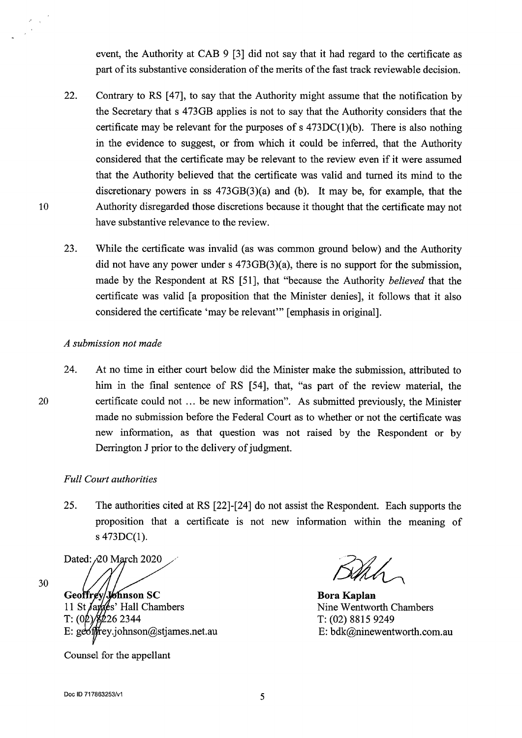event, the Authority at CAB 9 [3] did not say that it had regard to the certificate as part of its substantive consideration of the merits of the fast track reviewable decision.

22. Contrary to RS [47], to say that the Authority might assume that the notification by the Secretary that s 473GB applies is not to say that the Authority considers that the certificate may be relevant for the purposes of s 473DC(1)(b). There is also nothing in the evidence to suggest, or from which it could be inferred, that the Authority considered that the certificate may be relevant to the review even if it were assumed that the Authority believed that the certificate was valid and turned its mind to the discretionary powers in ss 473GB(3)(a) and (b). It may be, for example, that the Authority disregarded those discretions because it thought that the certificate may not have substantive relevance to the review.

23. While the certificate was invalid (as was common ground below) and the Authority did not have any power under s 473GB(3)(a), there is no support for the submission, made by the Respondent at RS [51], that "because the Authority *believed* that the certificate was valid [a proposition that the Minister denies], it follows that it also considered the certificate 'may be relevant'" [emphasis in original].

*A submission not made*

24. At no time in either court below did the Minister make the submission, attributed to him in the final sentence of RS [54], that, "as part of the review material, the certificate could not … be new information". As submitted previously, the Minister made no submission before the Federal Court as to whether or not the certificate was new information, as that question was not raised by the Respondent or by Derrington J prior to the delivery of judgment.

*Full Court authorities*

25. The authorities cited at RS [22]-[24] do not assist the Respondent. Each supports the proposition that a certificate is not new information within the meaning of s 473DC(1).

Dated: 20 March 2020

**Geoffrey Johnson SC**
11 St James' Hall Chambers
T: (02) 8226 2344
E: geoffrey.johnson@stjames.net.au

**Bora Kaplan**
Nine Wentworth Chambers
T: (02) 8815 9249
E: bdk@ninewentworth.com.au

Counsel for the appellant